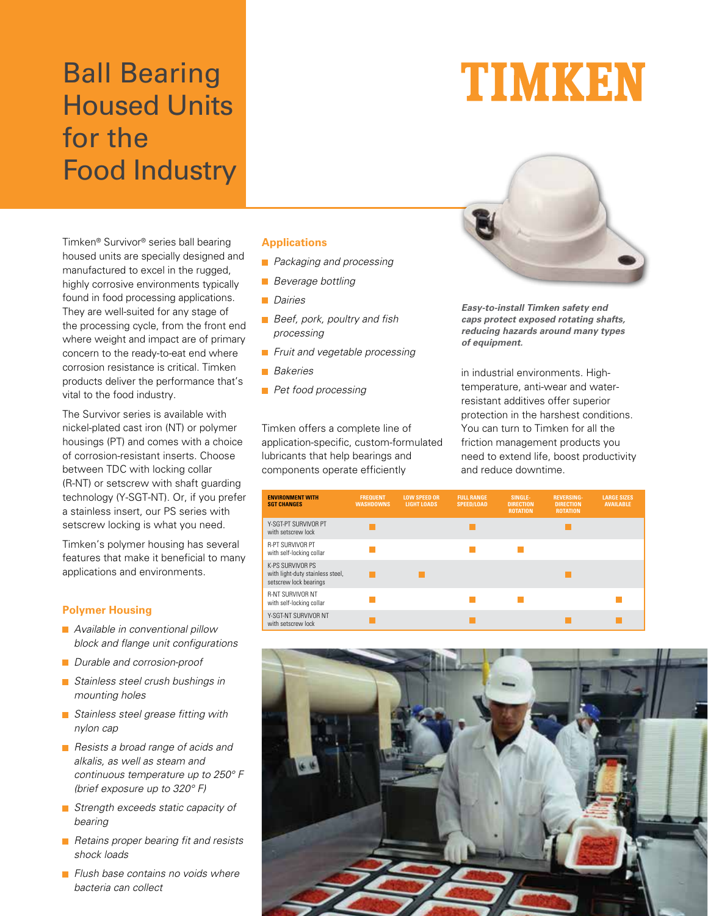# Ball Bearing Housed Units for the Food Industry

TIMKEN

Timken® Survivor® series ball bearing housed units are specially designed and manufactured to excel in the rugged, highly corrosive environments typically found in food processing applications. They are well-suited for any stage of the processing cycle, from the front end where weight and impact are of primary concern to the ready-to-eat end where corrosion resistance is critical. Timken products deliver the performance that's vital to the food industry.

The Survivor series is available with nickel-plated cast iron (NT) or polymer housings (PT) and comes with a choice of corrosion-resistant inserts. Choose between TDC with locking collar (R-NT) or setscrew with shaft guarding technology (Y-SGT-NT). Or, if you prefer a stainless insert, our PS series with setscrew locking is what you need.

Timken's polymer housing has several features that make it beneficial to many applications and environments.

## Polymer Housing

- *Available in conventional pillow block and flange unit configurations*
- *Durable and corrosion-proof*
- *Stainless steel crush bushings in mounting holes*
- *Stainless steel grease fitting with nylon cap*
- *Resists a broad range of acids and alkalis, as well as steam and continuous temperature up to 250° F (brief exposure up to 320° F)*
- *Strength exceeds static capacity of bearing*
- *Retains proper bearing fit and resists shock loads*
- *Flush base contains no voids where bacteria can collect*

## Applications

- *Packaging and processing*
- *Beverage bottling*
- *Dairies*
- *Beef, pork, poultry and fish processing*
- *Fruit and vegetable processing*
- *Bakeries*
- *Pet food processing*

Timken offers a complete line of application-specific, custom-formulated lubricants that help bearings and components operate efficiently in industrial environments. High-temperature, anti-wear and water-resistant additives offer superior protection in the harshest conditions. You can turn to Timken for all the friction management products you need to extend life, boost productivity and reduce downtime.

***Easy-to-install Timken safety end caps protect exposed rotating shafts, reducing hazards around many types of equipment.***

| ENVIRONMENT WITH SGT CHANGES | FREQUENT WASHDOWNS | LOW SPEED OR LIGHT LOADS | FULL RANGE SPEED/LOAD | SINGLE-DIRECTION ROTATION | REVERSING-DIRECTION ROTATION | LARGE SIZES AVAILABLE |
|---|---|---|---|---|---|---|
| Y-SGT-PT SURVIVOR PT with setscrew lock | ■ | | ■ | | ■ | |
| R-PT SURVIVOR PT with self-locking collar | ■ | | ■ | ■ | | |
| K-PS SURVIVOR PS with light-duty stainless steel, setscrew lock bearings | ■ | ■ | | | ■ | |
| R-NT SURVIVOR NT with self-locking collar | ■ | | ■ | ■ | | ■ |
| Y-SGT-NT SURVIVOR NT with setscrew lock | ■ | | ■ | | ■ | ■ |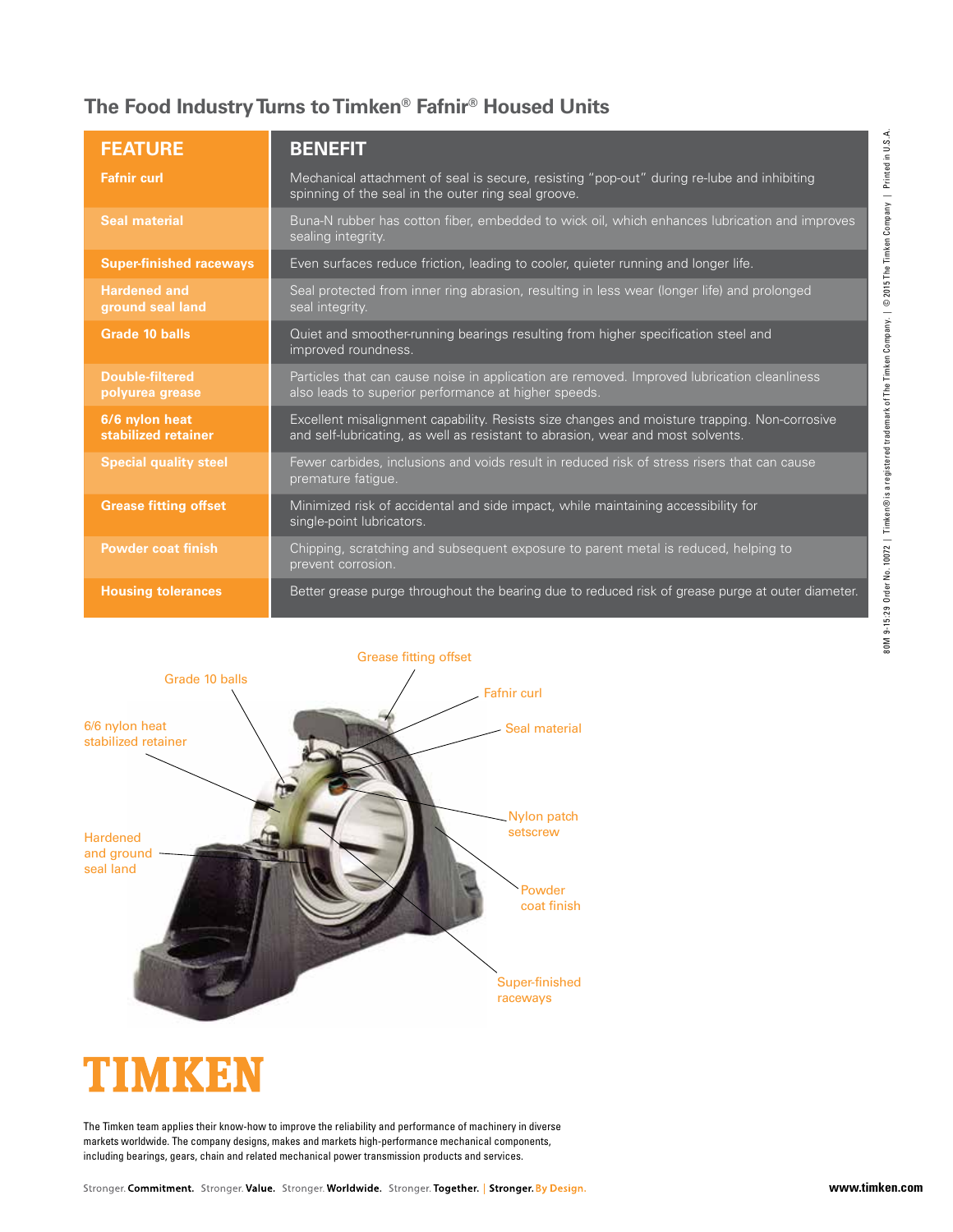## The Food Industry Turns to Timken® Fafnir® Housed Units

| FEATURE | BENEFIT |
|---|---|
| Fafnir curl | Mechanical attachment of seal is secure, resisting "pop-out" during re-lube and inhibiting spinning of the seal in the outer ring seal groove. |
| Seal material | Buna-N rubber has cotton fiber, embedded to wick oil, which enhances lubrication and improves sealing integrity. |
| Super-finished raceways | Even surfaces reduce friction, leading to cooler, quieter running and longer life. |
| Hardened and ground seal land | Seal protected from inner ring abrasion, resulting in less wear (longer life) and prolonged seal integrity. |
| Grade 10 balls | Quiet and smoother-running bearings resulting from higher specification steel and improved roundness. |
| Double-filtered polyurea grease | Particles that can cause noise in application are removed. Improved lubrication cleanliness also leads to superior performance at higher speeds. |
| 6/6 nylon heat stabilized retainer | Excellent misalignment capability. Resists size changes and moisture trapping. Non-corrosive and self-lubricating, as well as resistant to abrasion, wear and most solvents. |
| Special quality steel | Fewer carbides, inclusions and voids result in reduced risk of stress risers that can cause premature fatigue. |
| Grease fitting offset | Minimized risk of accidental and side impact, while maintaining accessibility for single-point lubricators. |
| Powder coat finish | Chipping, scratching and subsequent exposure to parent metal is reduced, helping to prevent corrosion. |
| Housing tolerances | Better grease purge throughout the bearing due to reduced risk of grease purge at outer diameter. |

Grease fitting offset

Grade 10 balls

Fafnir curl

Seal material

6/6 nylon heat stabilized retainer

Nylon patch setscrew

Hardened and ground seal land

Powder coat finish

Super-finished raceways

# TIMKEN

The Timken team applies their know-how to improve the reliability and performance of machinery in diverse markets worldwide. The company designs, makes and markets high-performance mechanical components, including bearings, gears, chain and related mechanical power transmission products and services.

Stronger. **Commitment.** Stronger. **Value.** Stronger. **Worldwide.** Stronger. **Together.** | **Stronger. By Design.**

**www.timken.com**

80M 9-15:29 Order No. 10072 | Timken® is a registered trademark of The Timken Company. | © 2015 The Timken Company | Printed in U.S.A.